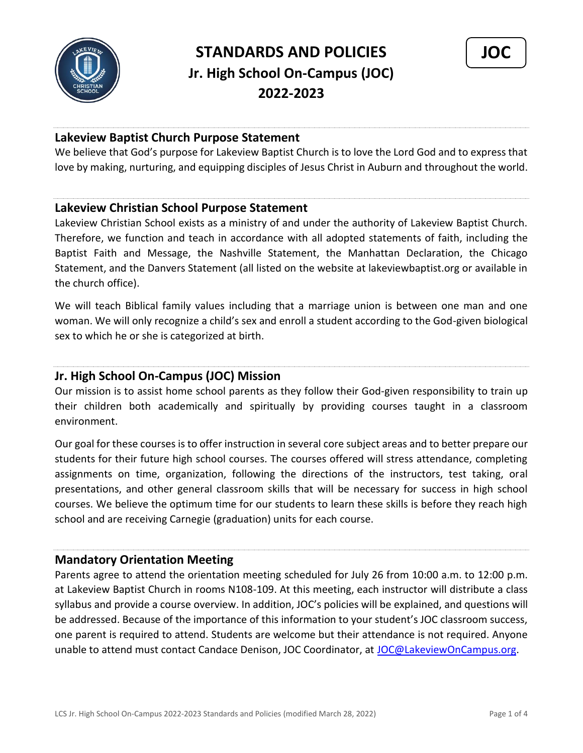# STANDARDS AND POLICIES

## Jr. High School On-Campus (JOC)

## 2022-2023

**JOC**

### Lakeview Baptist Church Purpose Statement

We believe that God's purpose for Lakeview Baptist Church is to love the Lord God and to express that love by making, nurturing, and equipping disciples of Jesus Christ in Auburn and throughout the world.

### Lakeview Christian School Purpose Statement

Lakeview Christian School exists as a ministry of and under the authority of Lakeview Baptist Church. Therefore, we function and teach in accordance with all adopted statements of faith, including the Baptist Faith and Message, the Nashville Statement, the Manhattan Declaration, the Chicago Statement, and the Danvers Statement (all listed on the website at lakeviewbaptist.org or available in the church office).

We will teach Biblical family values including that a marriage union is between one man and one woman. We will only recognize a child's sex and enroll a student according to the God-given biological sex to which he or she is categorized at birth.

### Jr. High School On-Campus (JOC) Mission

Our mission is to assist home school parents as they follow their God-given responsibility to train up their children both academically and spiritually by providing courses taught in a classroom environment.

Our goal for these courses is to offer instruction in several core subject areas and to better prepare our students for their future high school courses. The courses offered will stress attendance, completing assignments on time, organization, following the directions of the instructors, test taking, oral presentations, and other general classroom skills that will be necessary for success in high school courses. We believe the optimum time for our students to learn these skills is before they reach high school and are receiving Carnegie (graduation) units for each course.

### Mandatory Orientation Meeting

Parents agree to attend the orientation meeting scheduled for July 26 from 10:00 a.m. to 12:00 p.m. at Lakeview Baptist Church in rooms N108-109. At this meeting, each instructor will distribute a class syllabus and provide a course overview. In addition, JOC's policies will be explained, and questions will be addressed. Because of the importance of this information to your student's JOC classroom success, one parent is required to attend. Students are welcome but their attendance is not required. Anyone unable to attend must contact Candace Denison, JOC Coordinator, at JOC@LakeviewOnCampus.org.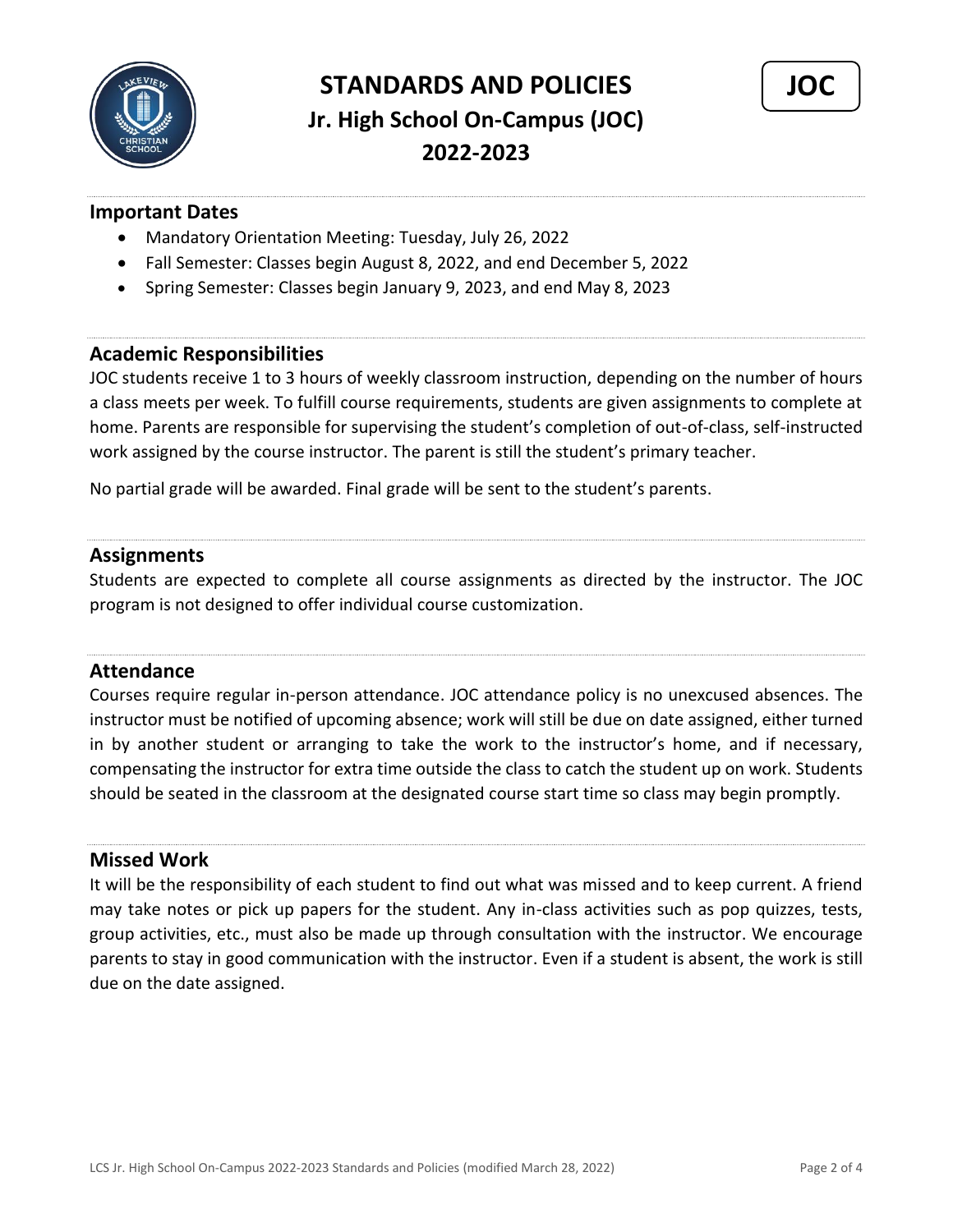# STANDARDS AND POLICIES

## Jr. High School On-Campus (JOC)

## 2022-2023

**JOC**

### Important Dates

- Mandatory Orientation Meeting: Tuesday, July 26, 2022
- Fall Semester: Classes begin August 8, 2022, and end December 5, 2022
- Spring Semester: Classes begin January 9, 2023, and end May 8, 2023

### Academic Responsibilities

JOC students receive 1 to 3 hours of weekly classroom instruction, depending on the number of hours a class meets per week. To fulfill course requirements, students are given assignments to complete at home. Parents are responsible for supervising the student's completion of out-of-class, self-instructed work assigned by the course instructor. The parent is still the student's primary teacher.

No partial grade will be awarded. Final grade will be sent to the student's parents.

### Assignments

Students are expected to complete all course assignments as directed by the instructor. The JOC program is not designed to offer individual course customization.

### Attendance

Courses require regular in-person attendance. JOC attendance policy is no unexcused absences. The instructor must be notified of upcoming absence; work will still be due on date assigned, either turned in by another student or arranging to take the work to the instructor's home, and if necessary, compensating the instructor for extra time outside the class to catch the student up on work. Students should be seated in the classroom at the designated course start time so class may begin promptly.

### Missed Work

It will be the responsibility of each student to find out what was missed and to keep current. A friend may take notes or pick up papers for the student. Any in-class activities such as pop quizzes, tests, group activities, etc., must also be made up through consultation with the instructor. We encourage parents to stay in good communication with the instructor. Even if a student is absent, the work is still due on the date assigned.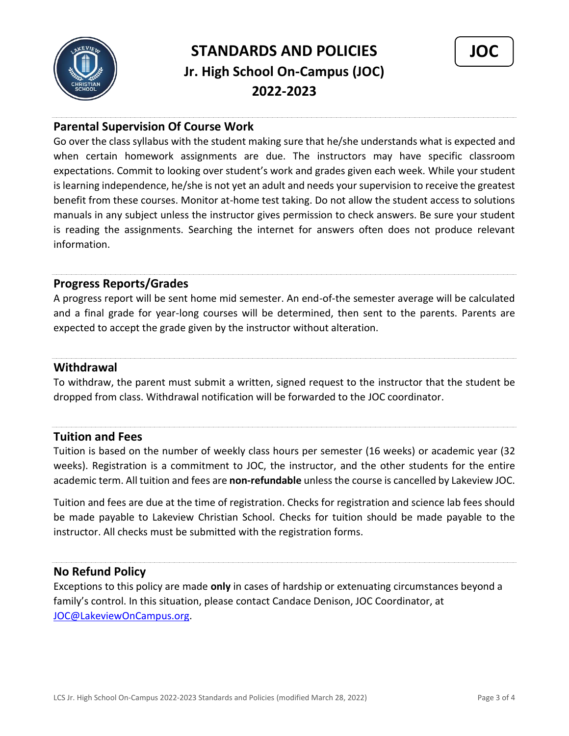# STANDARDS AND POLICIES
## Jr. High School On-Campus (JOC)
## 2022-2023

**JOC**

### Parental Supervision Of Course Work

Go over the class syllabus with the student making sure that he/she understands what is expected and when certain homework assignments are due. The instructors may have specific classroom expectations. Commit to looking over student's work and grades given each week. While your student is learning independence, he/she is not yet an adult and needs your supervision to receive the greatest benefit from these courses. Monitor at-home test taking. Do not allow the student access to solutions manuals in any subject unless the instructor gives permission to check answers. Be sure your student is reading the assignments. Searching the internet for answers often does not produce relevant information.

### Progress Reports/Grades

A progress report will be sent home mid semester. An end-of-the semester average will be calculated and a final grade for year-long courses will be determined, then sent to the parents. Parents are expected to accept the grade given by the instructor without alteration.

### Withdrawal

To withdraw, the parent must submit a written, signed request to the instructor that the student be dropped from class. Withdrawal notification will be forwarded to the JOC coordinator.

### Tuition and Fees

Tuition is based on the number of weekly class hours per semester (16 weeks) or academic year (32 weeks). Registration is a commitment to JOC, the instructor, and the other students for the entire academic term. All tuition and fees are **non-refundable** unless the course is cancelled by Lakeview JOC.

Tuition and fees are due at the time of registration. Checks for registration and science lab fees should be made payable to Lakeview Christian School. Checks for tuition should be made payable to the instructor. All checks must be submitted with the registration forms.

### No Refund Policy

Exceptions to this policy are made **only** in cases of hardship or extenuating circumstances beyond a family's control. In this situation, please contact Candace Denison, JOC Coordinator, at JOC@LakeviewOnCampus.org.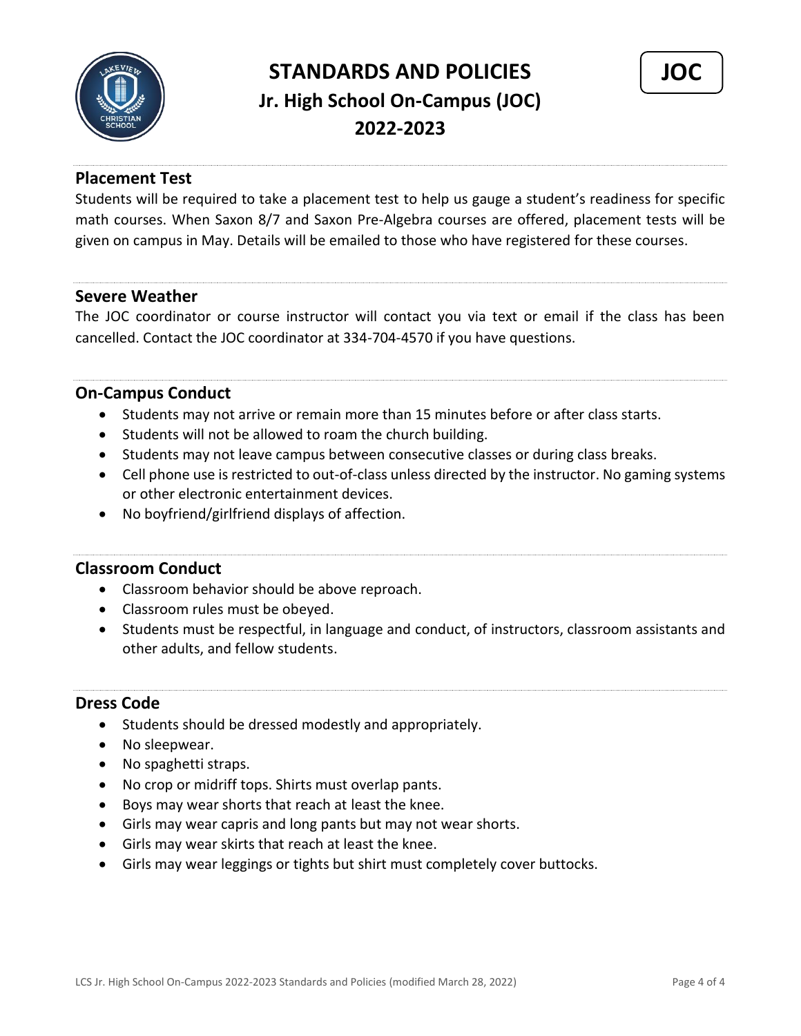# STANDARDS AND POLICIES
## Jr. High School On-Campus (JOC)
## 2022-2023

JOC

### Placement Test

Students will be required to take a placement test to help us gauge a student's readiness for specific math courses. When Saxon 8/7 and Saxon Pre-Algebra courses are offered, placement tests will be given on campus in May. Details will be emailed to those who have registered for these courses.

### Severe Weather

The JOC coordinator or course instructor will contact you via text or email if the class has been cancelled. Contact the JOC coordinator at 334-704-4570 if you have questions.

### On-Campus Conduct

- Students may not arrive or remain more than 15 minutes before or after class starts.
- Students will not be allowed to roam the church building.
- Students may not leave campus between consecutive classes or during class breaks.
- Cell phone use is restricted to out-of-class unless directed by the instructor. No gaming systems or other electronic entertainment devices.
- No boyfriend/girlfriend displays of affection.

### Classroom Conduct

- Classroom behavior should be above reproach.
- Classroom rules must be obeyed.
- Students must be respectful, in language and conduct, of instructors, classroom assistants and other adults, and fellow students.

### Dress Code

- Students should be dressed modestly and appropriately.
- No sleepwear.
- No spaghetti straps.
- No crop or midriff tops. Shirts must overlap pants.
- Boys may wear shorts that reach at least the knee.
- Girls may wear capris and long pants but may not wear shorts.
- Girls may wear skirts that reach at least the knee.
- Girls may wear leggings or tights but shirt must completely cover buttocks.